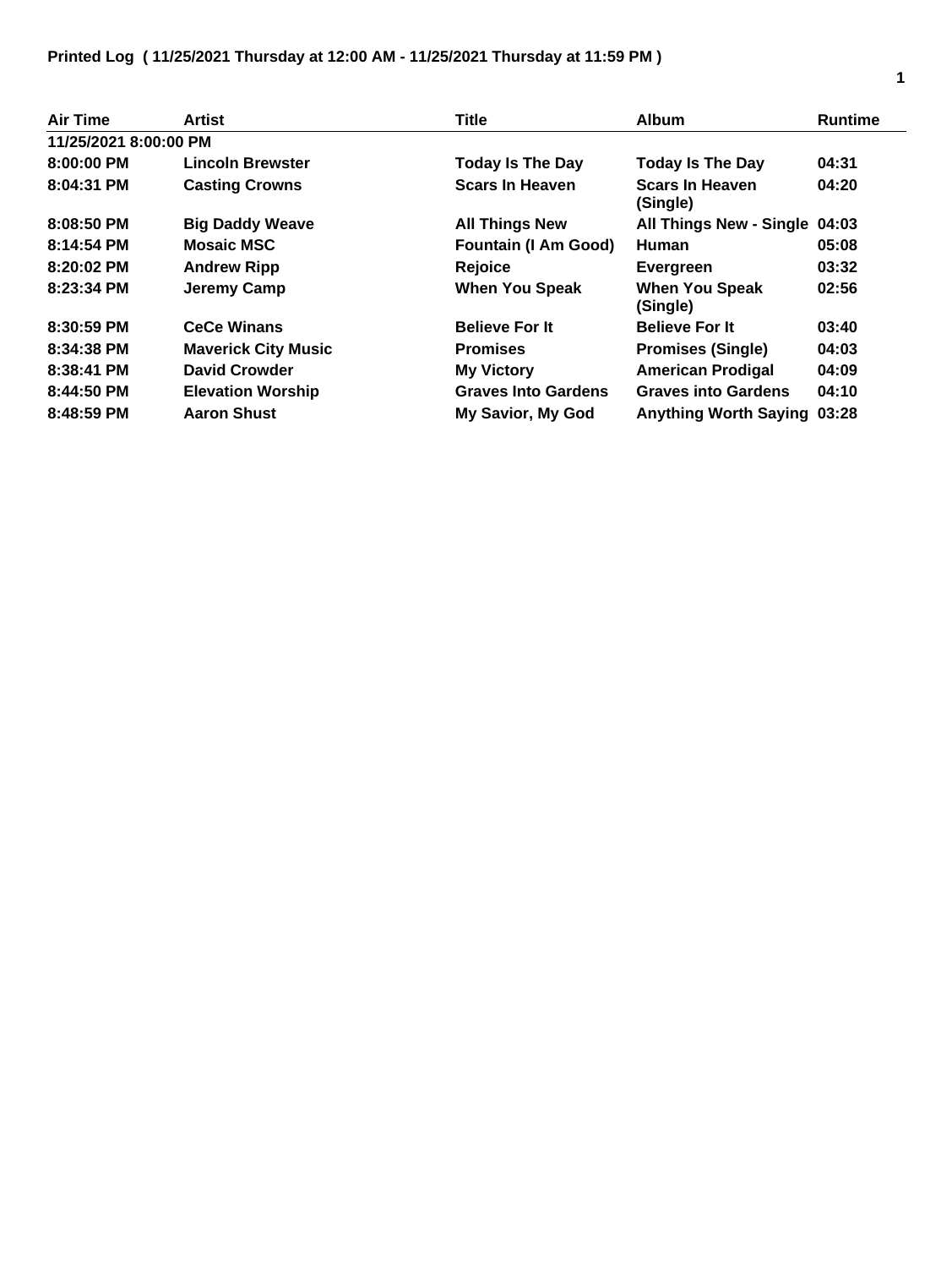**Printed Log ( 11/25/2021 Thursday at 12:00 AM - 11/25/2021 Thursday at 11:59 PM )**

| Air Time | Artist | Title | Album | Runtime |
|---|---|---|---|---|
| **11/25/2021 8:00:00 PM** | | | | |
| 8:00:00 PM | Lincoln Brewster | Today Is The Day | Today Is The Day | 04:31 |
| 8:04:31 PM | Casting Crowns | Scars In Heaven | Scars In Heaven (Single) | 04:20 |
| 8:08:50 PM | Big Daddy Weave | All Things New | All Things New - Single | 04:03 |
| 8:14:54 PM | Mosaic MSC | Fountain (I Am Good) | Human | 05:08 |
| 8:20:02 PM | Andrew Ripp | Rejoice | Evergreen | 03:32 |
| 8:23:34 PM | Jeremy Camp | When You Speak | When You Speak (Single) | 02:56 |
| 8:30:59 PM | CeCe Winans | Believe For It | Believe For It | 03:40 |
| 8:34:38 PM | Maverick City Music | Promises | Promises (Single) | 04:03 |
| 8:38:41 PM | David Crowder | My Victory | American Prodigal | 04:09 |
| 8:44:50 PM | Elevation Worship | Graves Into Gardens | Graves into Gardens | 04:10 |
| 8:48:59 PM | Aaron Shust | My Savior, My God | Anything Worth Saying | 03:28 |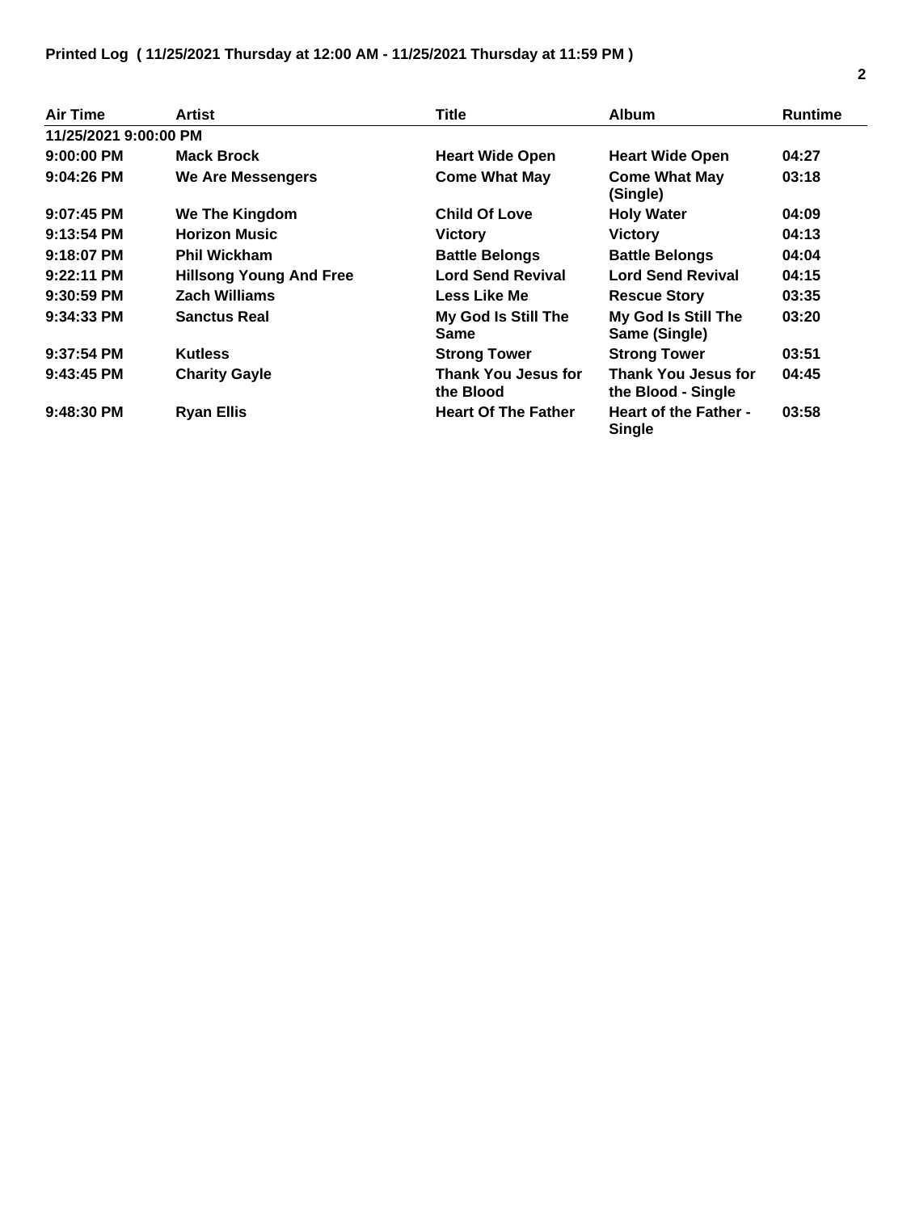**Printed Log ( 11/25/2021 Thursday at 12:00 AM - 11/25/2021 Thursday at 11:59 PM )**

| Air Time | Artist | Title | Album | Runtime |
|---|---|---|---|---|
| 11/25/2021 9:00:00 PM | | | | |
| 9:00:00 PM | Mack Brock | Heart Wide Open | Heart Wide Open | 04:27 |
| 9:04:26 PM | We Are Messengers | Come What May | Come What May (Single) | 03:18 |
| 9:07:45 PM | We The Kingdom | Child Of Love | Holy Water | 04:09 |
| 9:13:54 PM | Horizon Music | Victory | Victory | 04:13 |
| 9:18:07 PM | Phil Wickham | Battle Belongs | Battle Belongs | 04:04 |
| 9:22:11 PM | Hillsong Young And Free | Lord Send Revival | Lord Send Revival | 04:15 |
| 9:30:59 PM | Zach Williams | Less Like Me | Rescue Story | 03:35 |
| 9:34:33 PM | Sanctus Real | My God Is Still The Same | My God Is Still The Same (Single) | 03:20 |
| 9:37:54 PM | Kutless | Strong Tower | Strong Tower | 03:51 |
| 9:43:45 PM | Charity Gayle | Thank You Jesus for the Blood | Thank You Jesus for the Blood - Single | 04:45 |
| 9:48:30 PM | Ryan Ellis | Heart Of The Father | Heart of the Father - Single | 03:58 |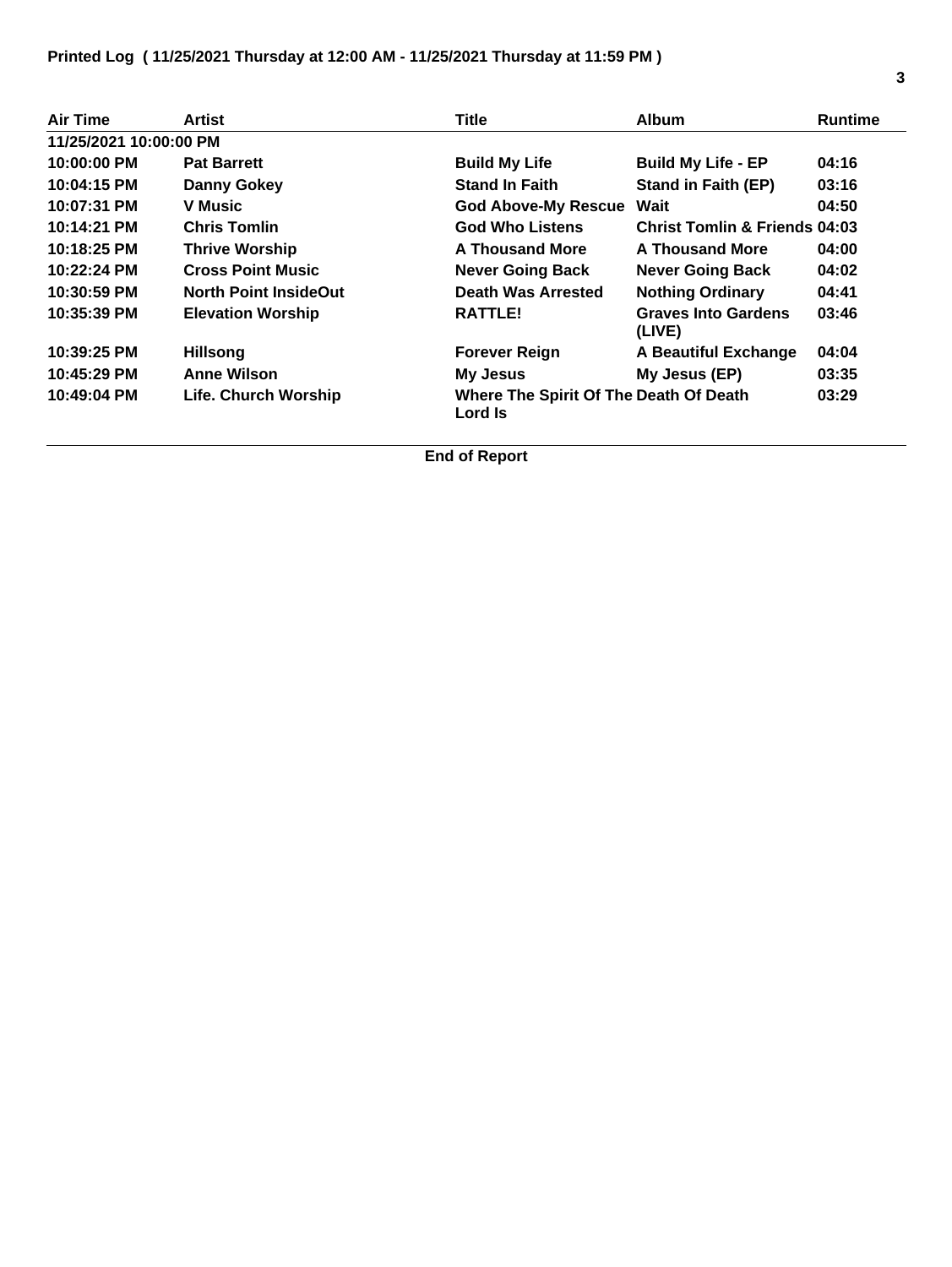**Printed Log ( 11/25/2021 Thursday at 12:00 AM - 11/25/2021 Thursday at 11:59 PM )**

| Air Time | Artist | Title | Album | Runtime |
|---|---|---|---|---|
| 11/25/2021 10:00:00 PM | | | | |
| 10:00:00 PM | Pat Barrett | Build My Life | Build My Life - EP | 04:16 |
| 10:04:15 PM | Danny Gokey | Stand In Faith | Stand in Faith (EP) | 03:16 |
| 10:07:31 PM | V Music | God Above-My Rescue | Wait | 04:50 |
| 10:14:21 PM | Chris Tomlin | God Who Listens | Christ Tomlin & Friends | 04:03 |
| 10:18:25 PM | Thrive Worship | A Thousand More | A Thousand More | 04:00 |
| 10:22:24 PM | Cross Point Music | Never Going Back | Never Going Back | 04:02 |
| 10:30:59 PM | North Point InsideOut | Death Was Arrested | Nothing Ordinary | 04:41 |
| 10:35:39 PM | Elevation Worship | RATTLE! | Graves Into Gardens (LIVE) | 03:46 |
| 10:39:25 PM | Hillsong | Forever Reign | A Beautiful Exchange | 04:04 |
| 10:45:29 PM | Anne Wilson | My Jesus | My Jesus (EP) | 03:35 |
| 10:49:04 PM | Life. Church Worship | Where The Spirit Of The Lord Is | Death Of Death | 03:29 |

**End of Report**